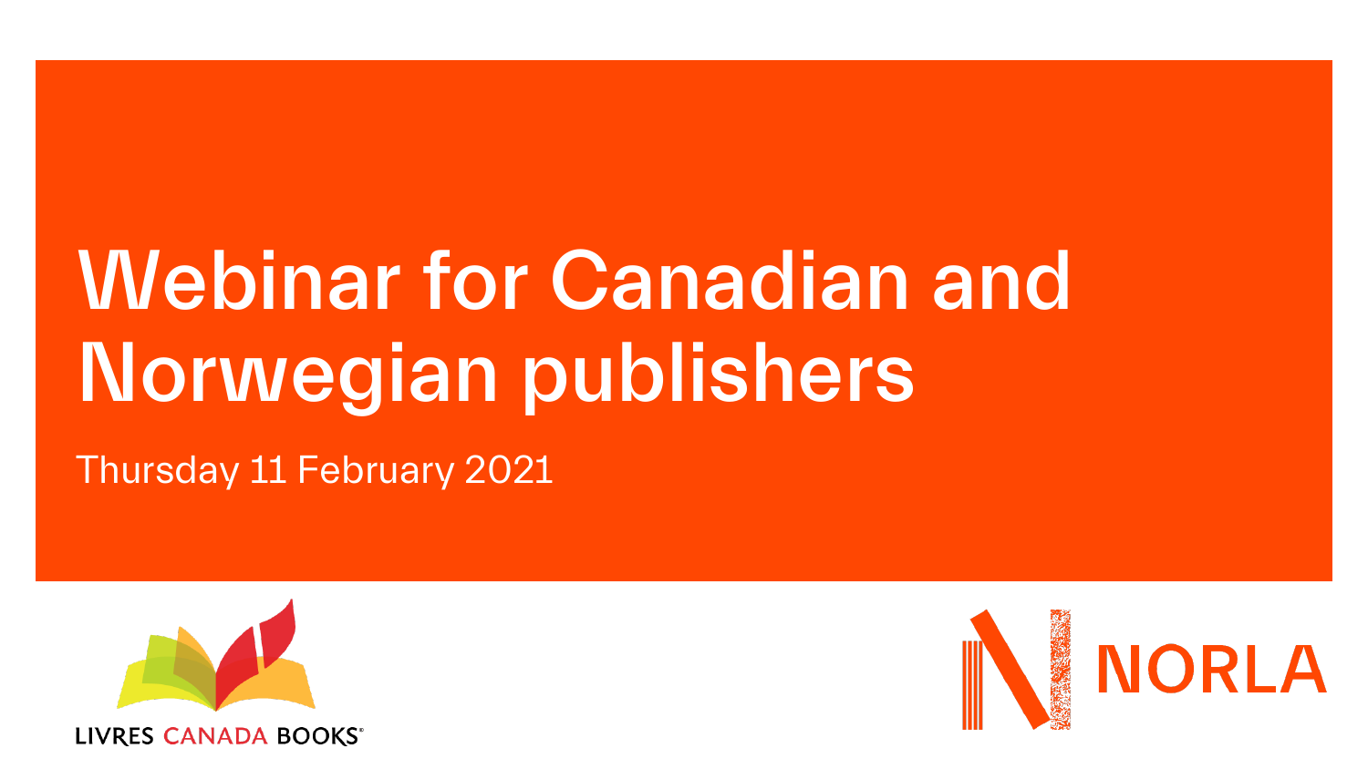# Webinar for Canadian and Norwegian publishers

Thursday 11 February 2021

LIVRES CANADA BOOKS

NORLA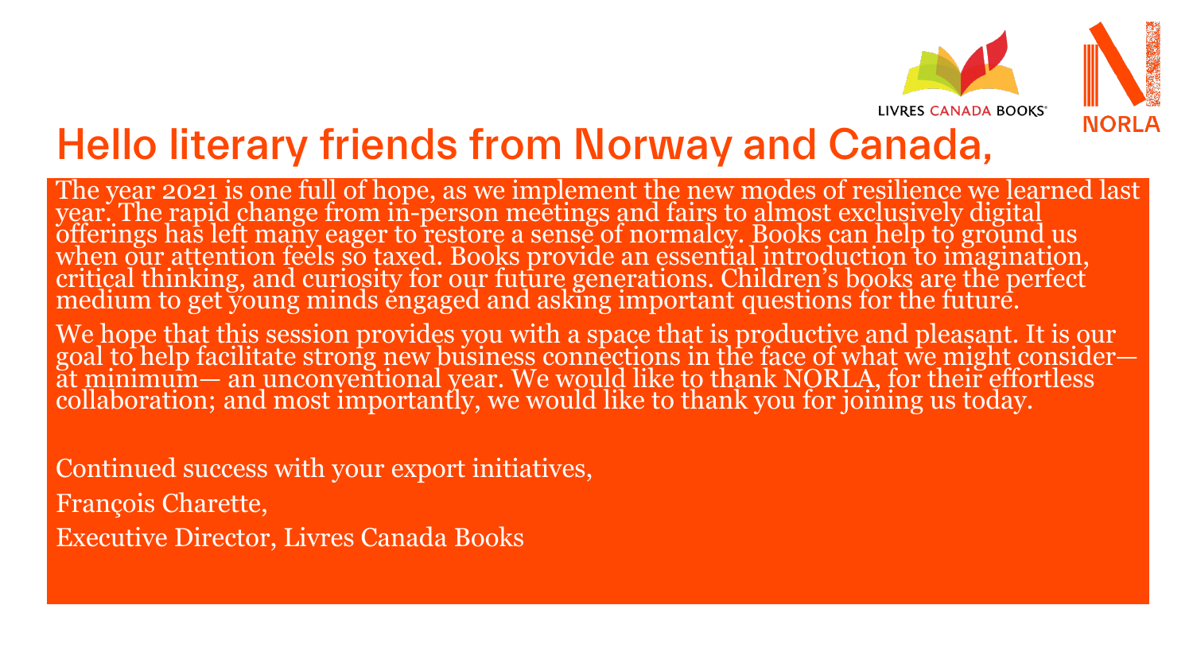# Hello literary friends from Norway and Canada,

The year 2021 is one full of hope, as we implement the new modes of resilience we learned last year. The rapid change from in-person meetings and fairs to almost exclusively digital offerings has left many eager to restore a sense of normalcy. Books can help to ground us when our attention feels so taxed. Books provide an essential introduction to imagination, critical thinking, and curiosity for our future generations. Children's books are the perfect medium to get young minds engaged and asking important questions for the future.

We hope that this session provides you with a space that is productive and pleasant. It is our goal to help facilitate strong new business connections in the face of what we might consider— at minimum— an unconventional year. We would like to thank NORLA, for their effortless collaboration; and most importantly, we would like to thank you for joining us today.

Continued success with your export initiatives,

François Charette,

Executive Director, Livres Canada Books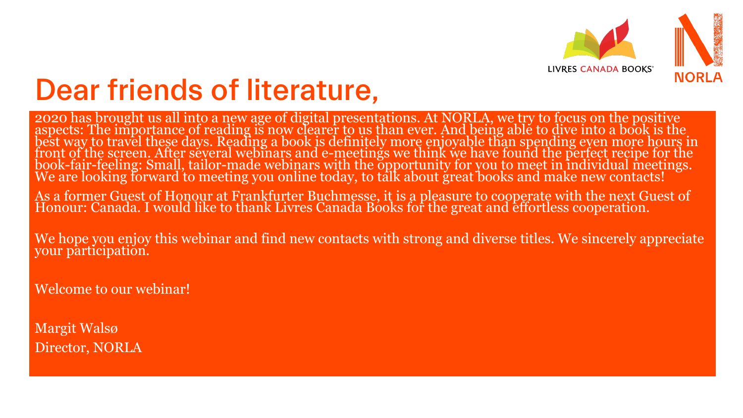# Dear friends of literature,

2020 has brought us all into a new age of digital presentations. At NORLA, we try to focus on the positive aspects: The importance of reading is now clearer to us than ever. And being able to dive into a book is the best way to travel these days. Reading a book is definitely more enjoyable than spending even more hours in front of the screen. After several webinars and e-meetings we think we have found the perfect recipe for the book-fair-feeling: Small, tailor-made webinars with the opportunity for you to meet in individual meetings. We are looking forward to meeting you online today, to talk about great books and make new contacts!

As a former Guest of Honour at Frankfurter Buchmesse, it is a pleasure to cooperate with the next Guest of Honour: Canada. I would like to thank Livres Canada Books for the great and effortless cooperation.

We hope you enjoy this webinar and find new contacts with strong and diverse titles. We sincerely appreciate your participation.

Welcome to our webinar!

Margit Walsø

Director, NORLA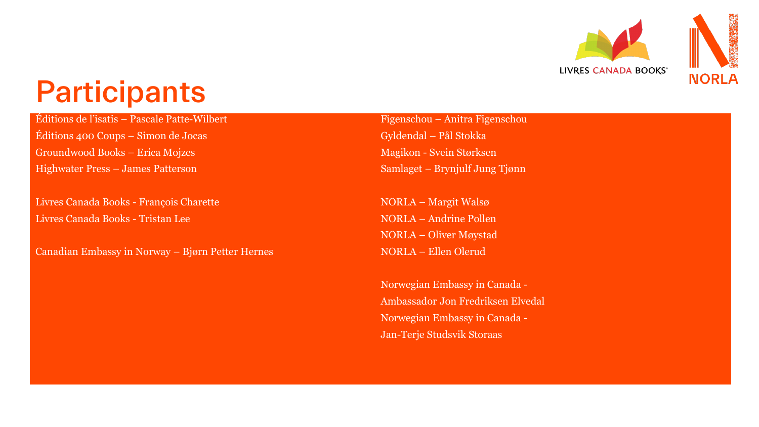# Participants

Éditions de l'isatis – Pascale Patte-Wilbert
Éditions 400 Coups – Simon de Jocas
Groundwood Books – Erica Mojzes
Highwater Press – James Patterson

Livres Canada Books - François Charette
Livres Canada Books - Tristan Lee

Canadian Embassy in Norway – Bjørn Petter Hernes

Figenschou – Anitra Figenschou
Gyldendal – Pål Stokka
Magikon - Svein Størksen
Samlaget – Brynjulf Jung Tjønn

NORLA – Margit Walsø
NORLA – Andrine Pollen
NORLA – Oliver Møystad
NORLA – Ellen Olerud

Norwegian Embassy in Canada - Ambassador Jon Fredriksen Elvedal
Norwegian Embassy in Canada - Jan-Terje Studsvik Storaas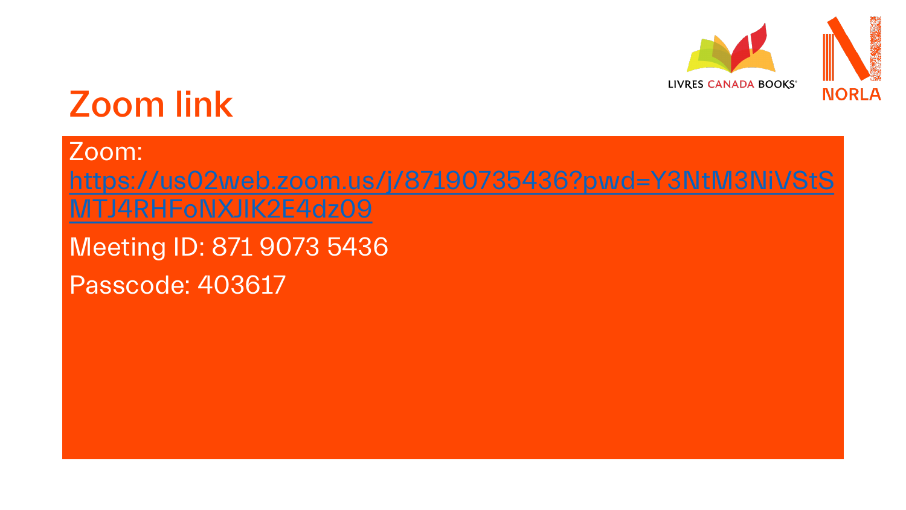# Zoom link

Zoom:
https://us02web.zoom.us/j/87190735436?pwd=Y3NtM3NiVStSMTJ4RHFoNXJIK2E4dz09

Meeting ID: 871 9073 5436

Passcode: 403617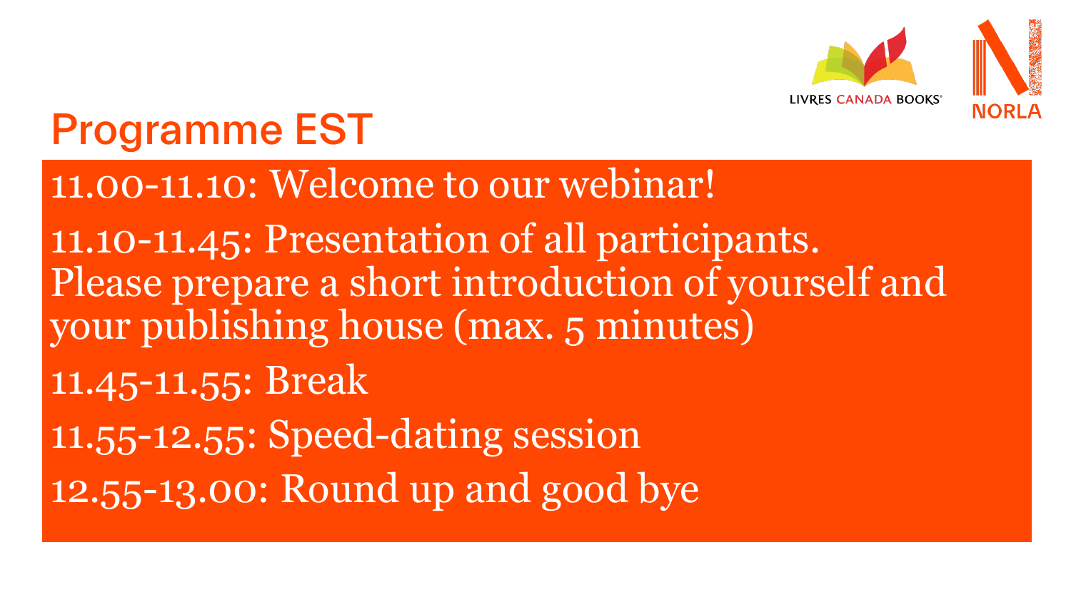# Programme EST

11.00-11.10: Welcome to our webinar!

11.10-11.45: Presentation of all participants. Please prepare a short introduction of yourself and your publishing house (max. 5 minutes)

11.45-11.55: Break

11.55-12.55: Speed-dating session

12.55-13.00: Round up and good bye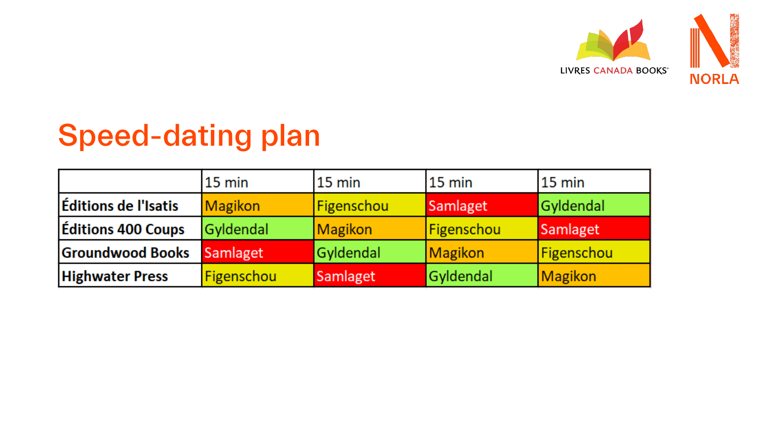# Speed-dating plan

| | 15 min | 15 min | 15 min | 15 min |
|---|---|---|---|---|
| **Éditions de l'Isatis** | Magikon | Figenschou | Samlaget | Gyldendal |
| **Éditions 400 Coups** | Gyldendal | Magikon | Figenschou | Samlaget |
| **Groundwood Books** | Samlaget | Gyldendal | Magikon | Figenschou |
| **Highwater Press** | Figenschou | Samlaget | Gyldendal | Magikon |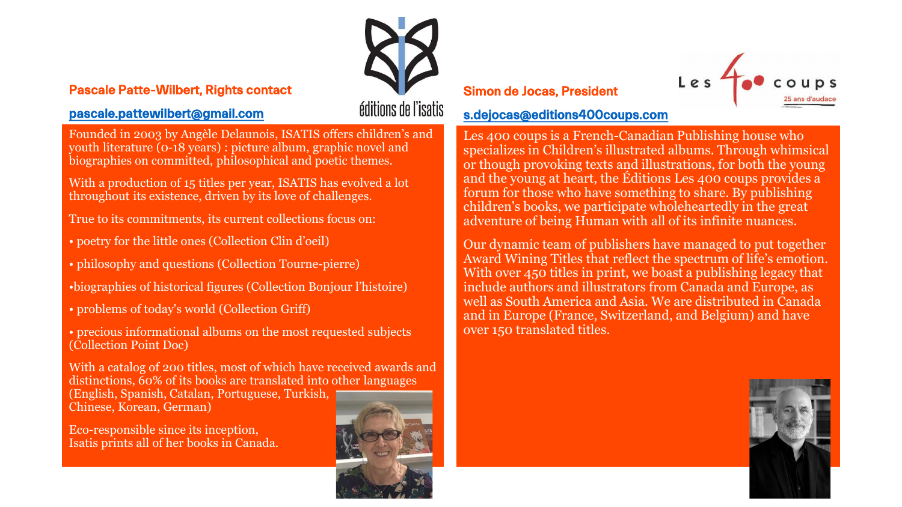**Pascale Patte-Wilbert, Rights contact**

pascale.pattewilbert@gmail.com

éditions de l'isatis

Founded in 2003 by Angèle Delaunois, ISATIS offers children's and youth literature (0-18 years) : picture album, graphic novel and biographies on committed, philosophical and poetic themes.

With a production of 15 titles per year, ISATIS has evolved a lot throughout its existence, driven by its love of challenges.

True to its commitments, its current collections focus on:

- poetry for the little ones (Collection Clin d'oeil)
- philosophy and questions (Collection Tourne-pierre)
- biographies of historical figures (Collection Bonjour l'histoire)
- problems of today's world (Collection Griff)
- precious informational albums on the most requested subjects (Collection Point Doc)

With a catalog of 200 titles, most of which have received awards and distinctions, 60% of its books are translated into other languages (English, Spanish, Catalan, Portuguese, Turkish, Chinese, Korean, German)

Eco-responsible since its inception, Isatis prints all of her books in Canada.

**Simon de Jocas, President**

s.dejocas@editions400coups.com

Les 400 coups — 25 ans d'audace

Les 400 coups is a French-Canadian Publishing house who specializes in Children's illustrated albums. Through whimsical or though provoking texts and illustrations, for both the young and the young at heart, the Éditions Les 400 coups provides a forum for those who have something to share. By publishing children's books, we participate wholeheartedly in the great adventure of being Human with all of its infinite nuances.

Our dynamic team of publishers have managed to put together Award Wining Titles that reflect the spectrum of life's emotion. With over 450 titles in print, we boast a publishing legacy that include authors and illustrators from Canada and Europe, as well as South America and Asia. We are distributed in Canada and in Europe (France, Switzerland, and Belgium) and have over 150 translated titles.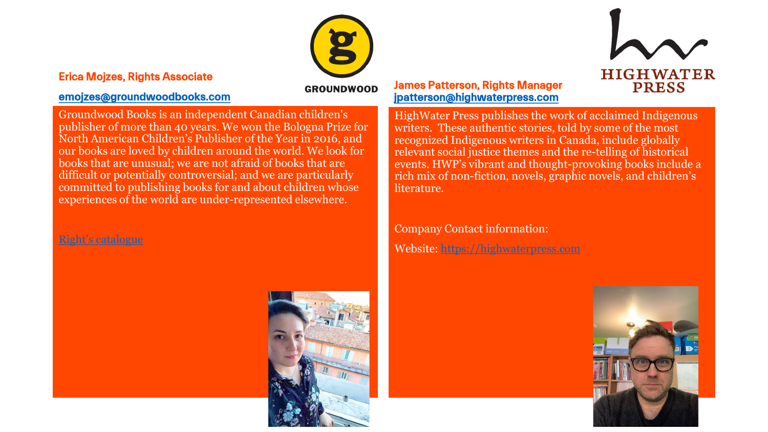GROUNDWOOD

**Erica Mojzes, Rights Associate**

**emojzes@groundwoodbooks.com**

Groundwood Books is an independent Canadian children's publisher of more than 40 years. We won the Bologna Prize for North American Children's Publisher of the Year in 2016, and our books are loved by children around the world. We look for books that are unusual; we are not afraid of books that are difficult or potentially controversial; and we are particularly committed to publishing books for and about children whose experiences of the world are under-represented elsewhere.

Right's catalogue

HIGHWATER PRESS

**James Patterson, Rights Manager**

**jpatterson@highwaterpress.com**

HighWater Press publishes the work of acclaimed Indigenous writers. These authentic stories, told by some of the most recognized Indigenous writers in Canada, include globally relevant social justice themes and the re-telling of historical events. HWP's vibrant and thought-provoking books include a rich mix of non-fiction, novels, graphic novels, and children's literature.

Company Contact information:

Website: https://highwaterpress.com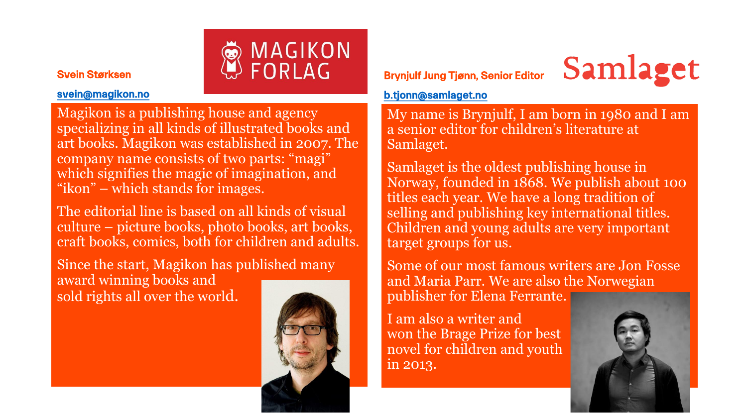**Svein Størksen**

[svein@magikon.no](mailto:svein@magikon.no)

MAGIKON FORLAG

Magikon is a publishing house and agency specializing in all kinds of illustrated books and art books. Magikon was established in 2007. The company name consists of two parts: "magi" which signifies the magic of imagination, and "ikon" – which stands for images.

The editorial line is based on all kinds of visual culture – picture books, photo books, art books, craft books, comics, both for children and adults.

Since the start, Magikon has published many award winning books and sold rights all over the world.

**Brynjulf Jung Tjønn, Senior Editor**

[b.tjonn@samlaget.no](mailto:b.tjonn@samlaget.no)

Samlaget

My name is Brynjulf, I am born in 1980 and I am a senior editor for children's literature at Samlaget.

Samlaget is the oldest publishing house in Norway, founded in 1868. We publish about 100 titles each year. We have a long tradition of selling and publishing key international titles. Children and young adults are very important target groups for us.

Some of our most famous writers are Jon Fosse and Maria Parr. We are also the Norwegian publisher for Elena Ferrante.

I am also a writer and won the Brage Prize for best novel for children and youth in 2013.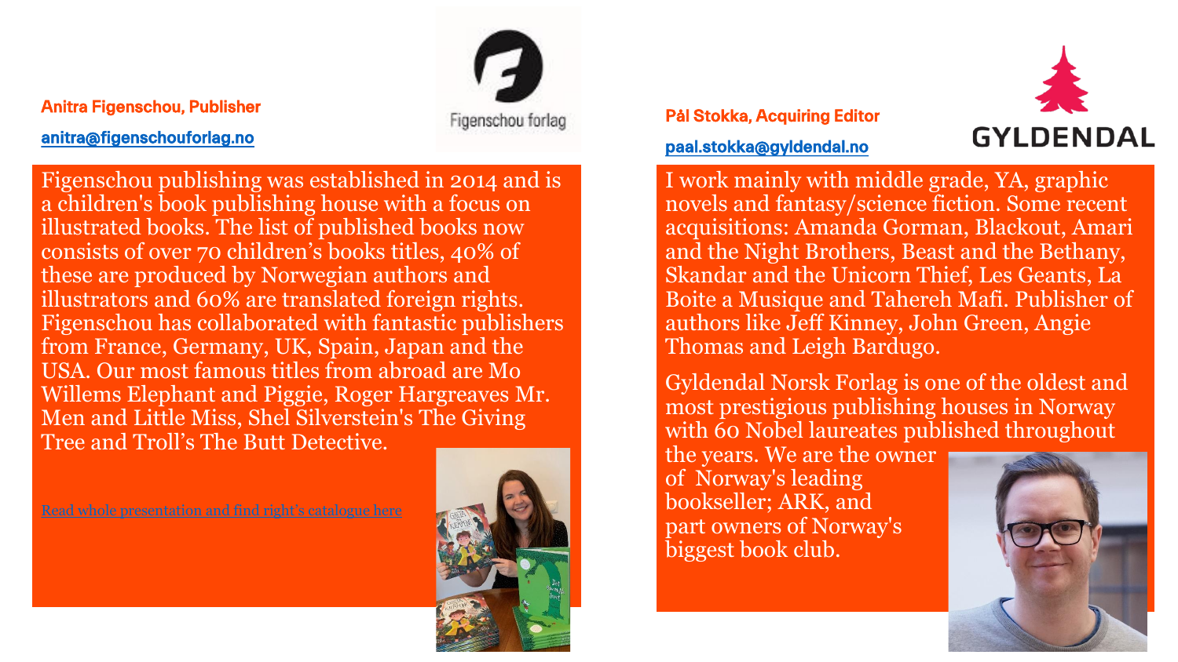**Anitra Figenschou, Publisher**

anitra@figenschouforlag.no

Figenschou forlag

Figenschou publishing was established in 2014 and is a children's book publishing house with a focus on illustrated books. The list of published books now consists of over 70 children's books titles, 40% of these are produced by Norwegian authors and illustrators and 60% are translated foreign rights. Figenschou has collaborated with fantastic publishers from France, Germany, UK, Spain, Japan and the USA. Our most famous titles from abroad are Mo Willems Elephant and Piggie, Roger Hargreaves Mr. Men and Little Miss, Shel Silverstein's The Giving Tree and Troll's The Butt Detective.

Read whole presentation and find right's catalogue here

**Pål Stokka, Acquiring Editor**

paal.stokka@gyldendal.no

GYLDENDAL

I work mainly with middle grade, YA, graphic novels and fantasy/science fiction. Some recent acquisitions: Amanda Gorman, Blackout, Amari and the Night Brothers, Beast and the Bethany, Skandar and the Unicorn Thief, Les Geants, La Boite a Musique and Tahereh Mafi. Publisher of authors like Jeff Kinney, John Green, Angie Thomas and Leigh Bardugo.

Gyldendal Norsk Forlag is one of the oldest and most prestigious publishing houses in Norway with 60 Nobel laureates published throughout the years. We are the owner of Norway's leading bookseller; ARK, and part owners of Norway's biggest book club.